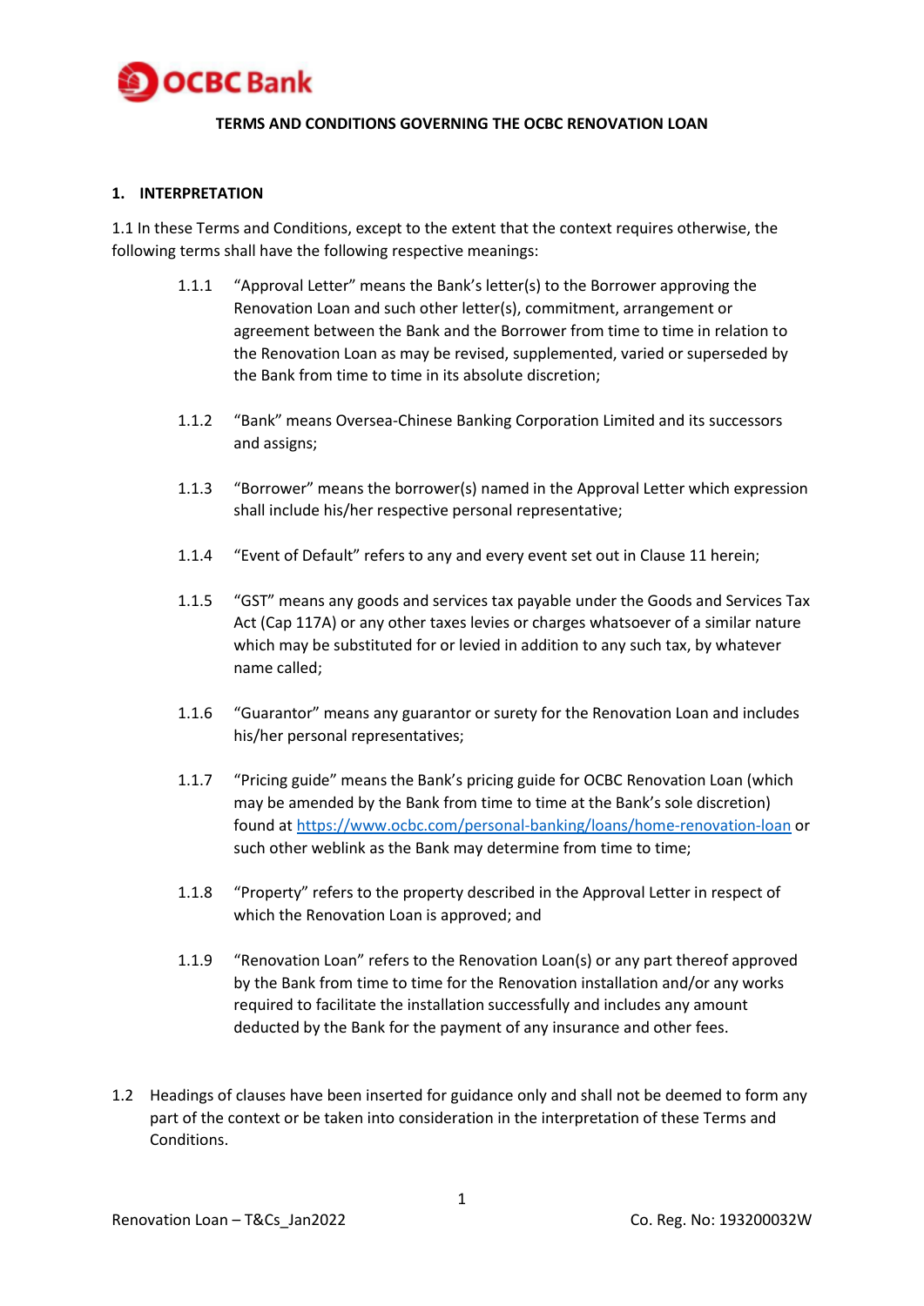# TERMS AND CONDITIONS GOVERNING THE OCBC RENOVATION LOAN

## 1. INTERPRETATION

1.1 In these Terms and Conditions, except to the extent that the context requires otherwise, the following terms shall have the following respective meanings:

1.1.1 "Approval Letter" means the Bank's letter(s) to the Borrower approving the Renovation Loan and such other letter(s), commitment, arrangement or agreement between the Bank and the Borrower from time to time in relation to the Renovation Loan as may be revised, supplemented, varied or superseded by the Bank from time to time in its absolute discretion;

1.1.2 "Bank" means Oversea-Chinese Banking Corporation Limited and its successors and assigns;

1.1.3 "Borrower" means the borrower(s) named in the Approval Letter which expression shall include his/her respective personal representative;

1.1.4 "Event of Default" refers to any and every event set out in Clause 11 herein;

1.1.5 "GST" means any goods and services tax payable under the Goods and Services Tax Act (Cap 117A) or any other taxes levies or charges whatsoever of a similar nature which may be substituted for or levied in addition to any such tax, by whatever name called;

1.1.6 "Guarantor" means any guarantor or surety for the Renovation Loan and includes his/her personal representatives;

1.1.7 "Pricing guide" means the Bank's pricing guide for OCBC Renovation Loan (which may be amended by the Bank from time to time at the Bank's sole discretion) found at https://www.ocbc.com/personal-banking/loans/home-renovation-loan or such other weblink as the Bank may determine from time to time;

1.1.8 "Property" refers to the property described in the Approval Letter in respect of which the Renovation Loan is approved; and

1.1.9 "Renovation Loan" refers to the Renovation Loan(s) or any part thereof approved by the Bank from time to time for the Renovation installation and/or any works required to facilitate the installation successfully and includes any amount deducted by the Bank for the payment of any insurance and other fees.

1.2 Headings of clauses have been inserted for guidance only and shall not be deemed to form any part of the context or be taken into consideration in the interpretation of these Terms and Conditions.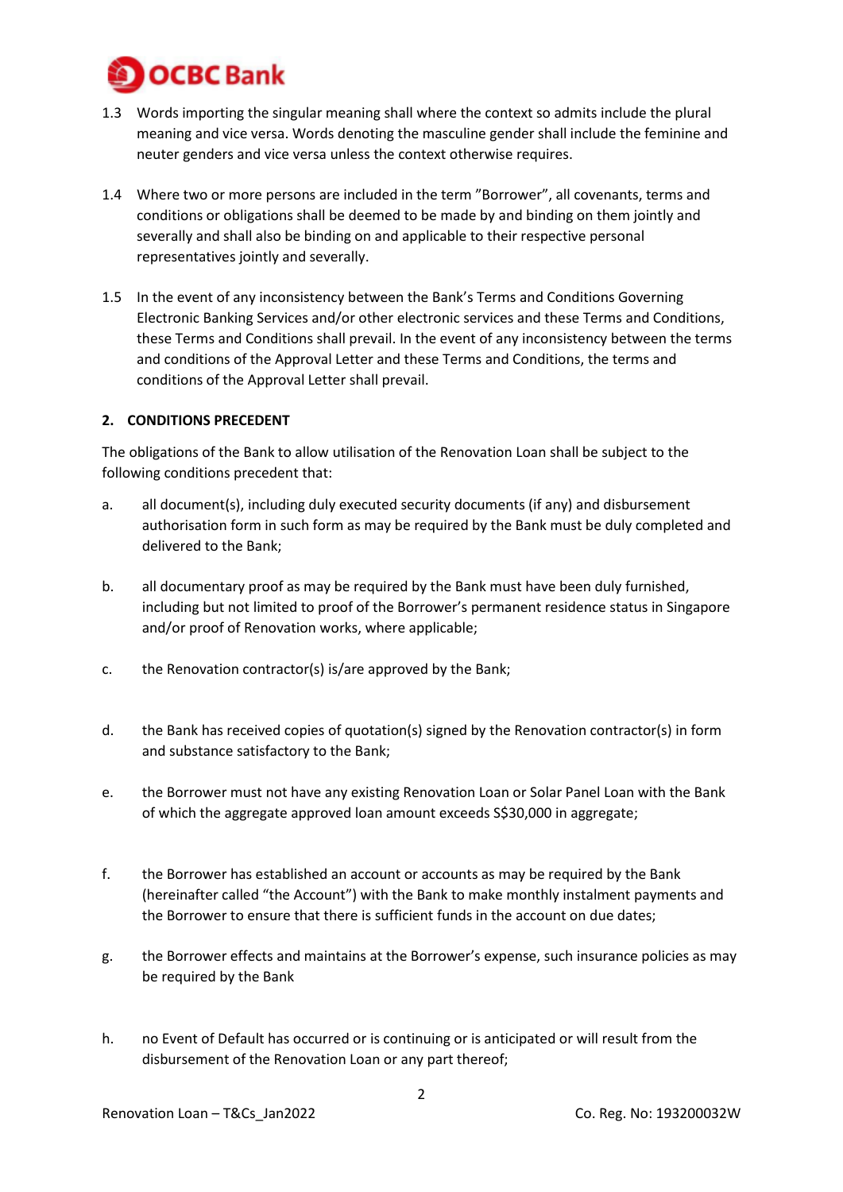1.3 Words importing the singular meaning shall where the context so admits include the plural meaning and vice versa. Words denoting the masculine gender shall include the feminine and neuter genders and vice versa unless the context otherwise requires.

1.4 Where two or more persons are included in the term "Borrower", all covenants, terms and conditions or obligations shall be deemed to be made by and binding on them jointly and severally and shall also be binding on and applicable to their respective personal representatives jointly and severally.

1.5 In the event of any inconsistency between the Bank's Terms and Conditions Governing Electronic Banking Services and/or other electronic services and these Terms and Conditions, these Terms and Conditions shall prevail. In the event of any inconsistency between the terms and conditions of the Approval Letter and these Terms and Conditions, the terms and conditions of the Approval Letter shall prevail.

## 2. CONDITIONS PRECEDENT

The obligations of the Bank to allow utilisation of the Renovation Loan shall be subject to the following conditions precedent that:

a. all document(s), including duly executed security documents (if any) and disbursement authorisation form in such form as may be required by the Bank must be duly completed and delivered to the Bank;

b. all documentary proof as may be required by the Bank must have been duly furnished, including but not limited to proof of the Borrower's permanent residence status in Singapore and/or proof of Renovation works, where applicable;

c. the Renovation contractor(s) is/are approved by the Bank;

d. the Bank has received copies of quotation(s) signed by the Renovation contractor(s) in form and substance satisfactory to the Bank;

e. the Borrower must not have any existing Renovation Loan or Solar Panel Loan with the Bank of which the aggregate approved loan amount exceeds S$30,000 in aggregate;

f. the Borrower has established an account or accounts as may be required by the Bank (hereinafter called "the Account") with the Bank to make monthly instalment payments and the Borrower to ensure that there is sufficient funds in the account on due dates;

g. the Borrower effects and maintains at the Borrower's expense, such insurance policies as may be required by the Bank

h. no Event of Default has occurred or is continuing or is anticipated or will result from the disbursement of the Renovation Loan or any part thereof;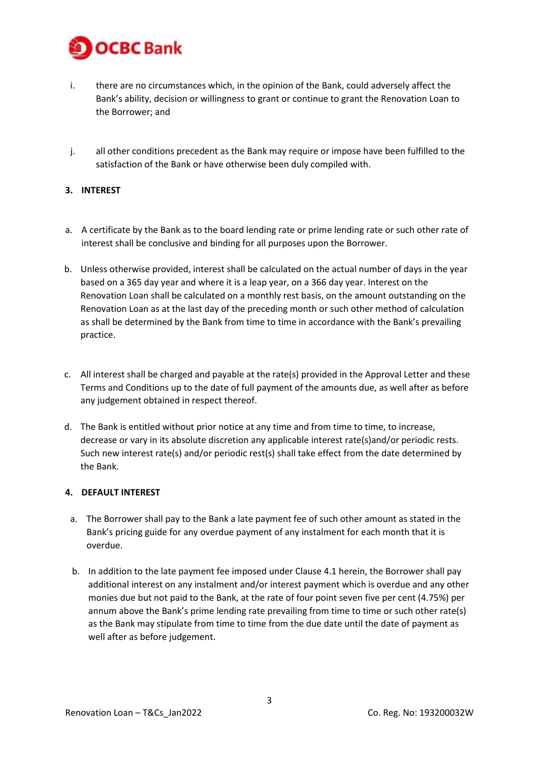i. there are no circumstances which, in the opinion of the Bank, could adversely affect the Bank's ability, decision or willingness to grant or continue to grant the Renovation Loan to the Borrower; and

j. all other conditions precedent as the Bank may require or impose have been fulfilled to the satisfaction of the Bank or have otherwise been duly compiled with.

## 3. INTEREST

a. A certificate by the Bank as to the board lending rate or prime lending rate or such other rate of interest shall be conclusive and binding for all purposes upon the Borrower.

b. Unless otherwise provided, interest shall be calculated on the actual number of days in the year based on a 365 day year and where it is a leap year, on a 366 day year. Interest on the Renovation Loan shall be calculated on a monthly rest basis, on the amount outstanding on the Renovation Loan as at the last day of the preceding month or such other method of calculation as shall be determined by the Bank from time to time in accordance with the Bank's prevailing practice.

c. All interest shall be charged and payable at the rate(s) provided in the Approval Letter and these Terms and Conditions up to the date of full payment of the amounts due, as well after as before any judgement obtained in respect thereof.

d. The Bank is entitled without prior notice at any time and from time to time, to increase, decrease or vary in its absolute discretion any applicable interest rate(s)and/or periodic rests. Such new interest rate(s) and/or periodic rest(s) shall take effect from the date determined by the Bank.

## 4. DEFAULT INTEREST

a. The Borrower shall pay to the Bank a late payment fee of such other amount as stated in the Bank's pricing guide for any overdue payment of any instalment for each month that it is overdue.

b. In addition to the late payment fee imposed under Clause 4.1 herein, the Borrower shall pay additional interest on any instalment and/or interest payment which is overdue and any other monies due but not paid to the Bank, at the rate of four point seven five per cent (4.75%) per annum above the Bank's prime lending rate prevailing from time to time or such other rate(s) as the Bank may stipulate from time to time from the due date until the date of payment as well after as before judgement.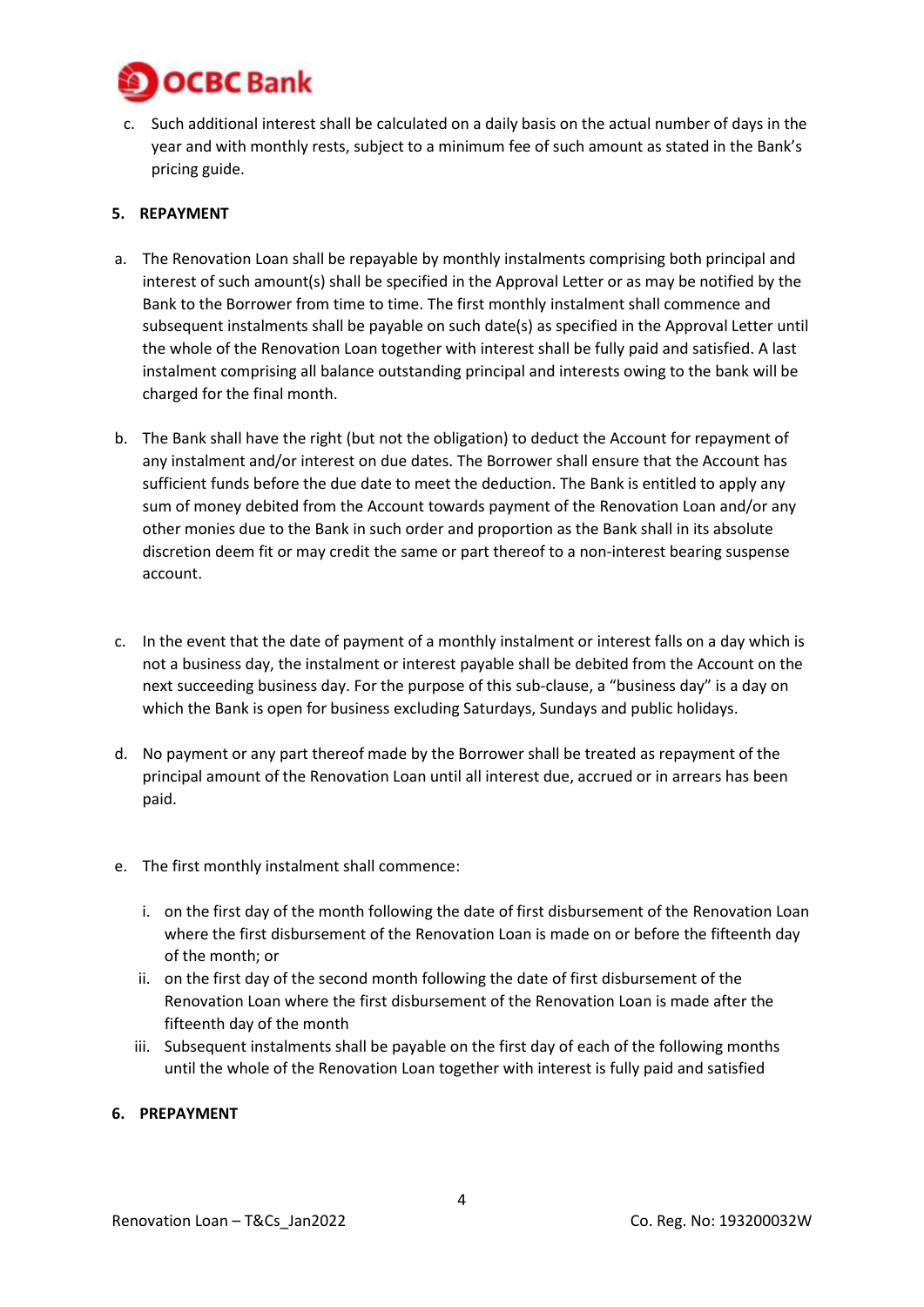c. Such additional interest shall be calculated on a daily basis on the actual number of days in the year and with monthly rests, subject to a minimum fee of such amount as stated in the Bank's pricing guide.

## 5. REPAYMENT

a. The Renovation Loan shall be repayable by monthly instalments comprising both principal and interest of such amount(s) shall be specified in the Approval Letter or as may be notified by the Bank to the Borrower from time to time. The first monthly instalment shall commence and subsequent instalments shall be payable on such date(s) as specified in the Approval Letter until the whole of the Renovation Loan together with interest shall be fully paid and satisfied. A last instalment comprising all balance outstanding principal and interests owing to the bank will be charged for the final month.

b. The Bank shall have the right (but not the obligation) to deduct the Account for repayment of any instalment and/or interest on due dates. The Borrower shall ensure that the Account has sufficient funds before the due date to meet the deduction. The Bank is entitled to apply any sum of money debited from the Account towards payment of the Renovation Loan and/or any other monies due to the Bank in such order and proportion as the Bank shall in its absolute discretion deem fit or may credit the same or part thereof to a non-interest bearing suspense account.

c. In the event that the date of payment of a monthly instalment or interest falls on a day which is not a business day, the instalment or interest payable shall be debited from the Account on the next succeeding business day. For the purpose of this sub-clause, a "business day" is a day on which the Bank is open for business excluding Saturdays, Sundays and public holidays.

d. No payment or any part thereof made by the Borrower shall be treated as repayment of the principal amount of the Renovation Loan until all interest due, accrued or in arrears has been paid.

e. The first monthly instalment shall commence:

   i. on the first day of the month following the date of first disbursement of the Renovation Loan where the first disbursement of the Renovation Loan is made on or before the fifteenth day of the month; or

   ii. on the first day of the second month following the date of first disbursement of the Renovation Loan where the first disbursement of the Renovation Loan is made after the fifteenth day of the month

   iii. Subsequent instalments shall be payable on the first day of each of the following months until the whole of the Renovation Loan together with interest is fully paid and satisfied

## 6. PREPAYMENT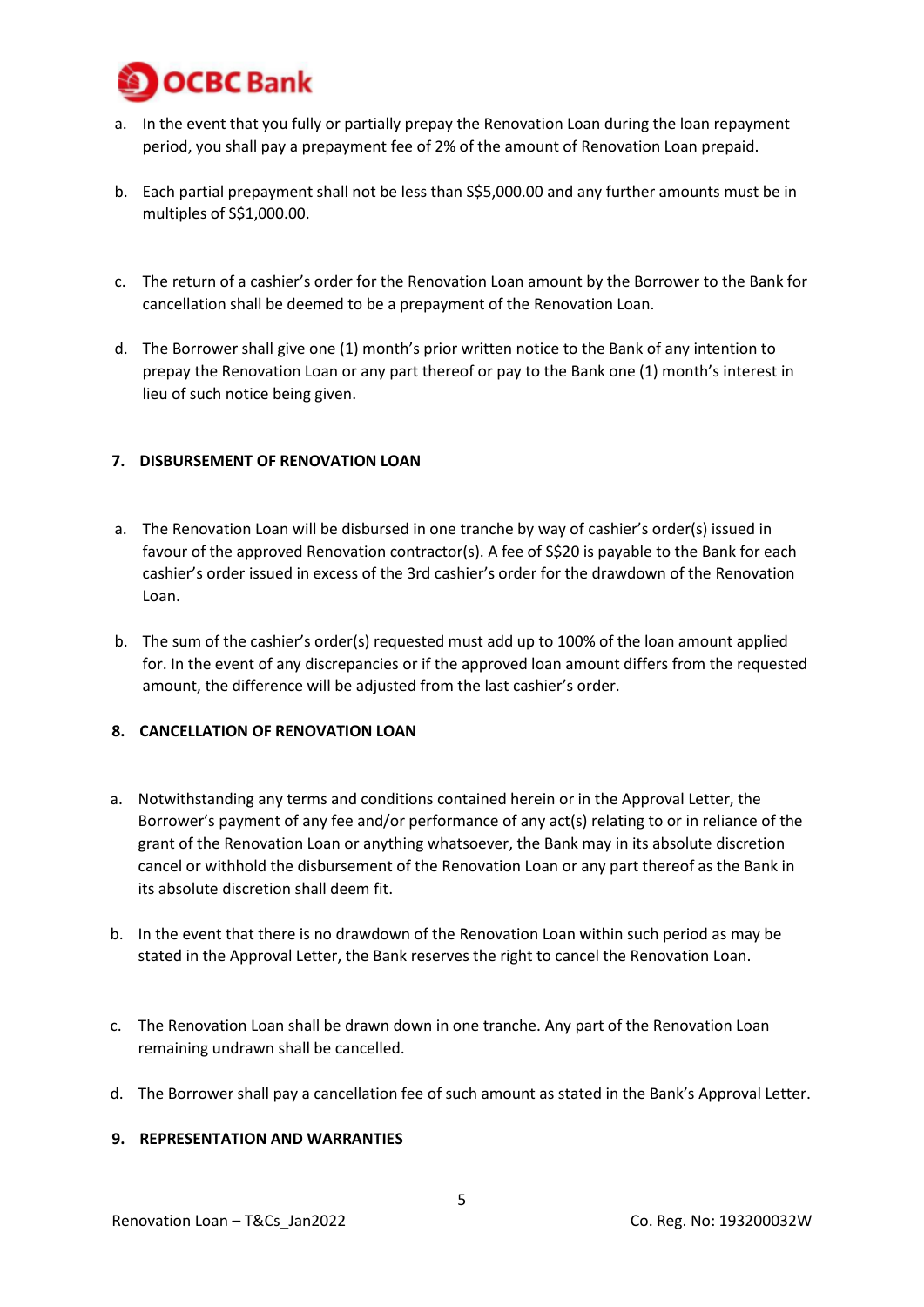a. In the event that you fully or partially prepay the Renovation Loan during the loan repayment period, you shall pay a prepayment fee of 2% of the amount of Renovation Loan prepaid.

b. Each partial prepayment shall not be less than S$5,000.00 and any further amounts must be in multiples of S$1,000.00.

c. The return of a cashier's order for the Renovation Loan amount by the Borrower to the Bank for cancellation shall be deemed to be a prepayment of the Renovation Loan.

d. The Borrower shall give one (1) month's prior written notice to the Bank of any intention to prepay the Renovation Loan or any part thereof or pay to the Bank one (1) month's interest in lieu of such notice being given.

## 7. DISBURSEMENT OF RENOVATION LOAN

a. The Renovation Loan will be disbursed in one tranche by way of cashier's order(s) issued in favour of the approved Renovation contractor(s). A fee of S$20 is payable to the Bank for each cashier's order issued in excess of the 3rd cashier's order for the drawdown of the Renovation Loan.

b. The sum of the cashier's order(s) requested must add up to 100% of the loan amount applied for. In the event of any discrepancies or if the approved loan amount differs from the requested amount, the difference will be adjusted from the last cashier's order.

## 8. CANCELLATION OF RENOVATION LOAN

a. Notwithstanding any terms and conditions contained herein or in the Approval Letter, the Borrower's payment of any fee and/or performance of any act(s) relating to or in reliance of the grant of the Renovation Loan or anything whatsoever, the Bank may in its absolute discretion cancel or withhold the disbursement of the Renovation Loan or any part thereof as the Bank in its absolute discretion shall deem fit.

b. In the event that there is no drawdown of the Renovation Loan within such period as may be stated in the Approval Letter, the Bank reserves the right to cancel the Renovation Loan.

c. The Renovation Loan shall be drawn down in one tranche. Any part of the Renovation Loan remaining undrawn shall be cancelled.

d. The Borrower shall pay a cancellation fee of such amount as stated in the Bank's Approval Letter.

## 9. REPRESENTATION AND WARRANTIES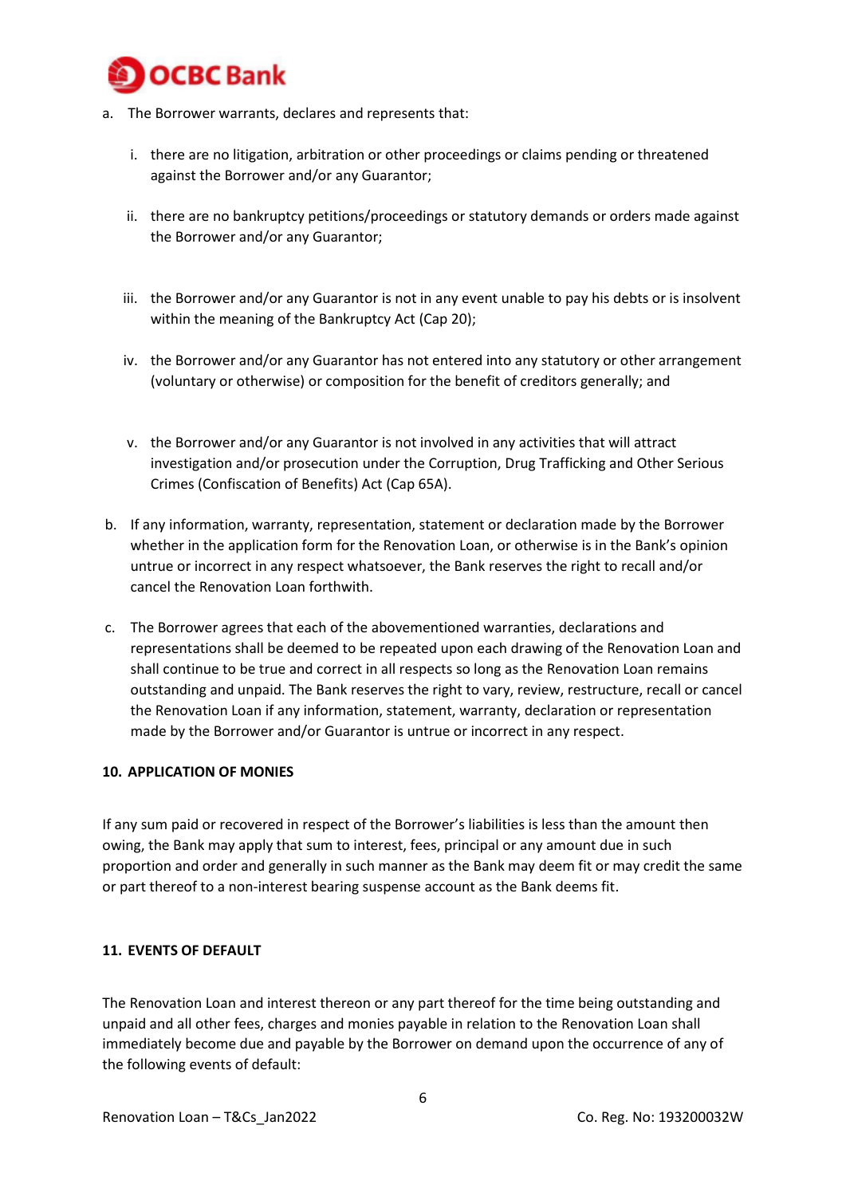a. The Borrower warrants, declares and represents that:

   i. there are no litigation, arbitration or other proceedings or claims pending or threatened against the Borrower and/or any Guarantor;

   ii. there are no bankruptcy petitions/proceedings or statutory demands or orders made against the Borrower and/or any Guarantor;

   iii. the Borrower and/or any Guarantor is not in any event unable to pay his debts or is insolvent within the meaning of the Bankruptcy Act (Cap 20);

   iv. the Borrower and/or any Guarantor has not entered into any statutory or other arrangement (voluntary or otherwise) or composition for the benefit of creditors generally; and

   v. the Borrower and/or any Guarantor is not involved in any activities that will attract investigation and/or prosecution under the Corruption, Drug Trafficking and Other Serious Crimes (Confiscation of Benefits) Act (Cap 65A).

b. If any information, warranty, representation, statement or declaration made by the Borrower whether in the application form for the Renovation Loan, or otherwise is in the Bank's opinion untrue or incorrect in any respect whatsoever, the Bank reserves the right to recall and/or cancel the Renovation Loan forthwith.

c. The Borrower agrees that each of the abovementioned warranties, declarations and representations shall be deemed to be repeated upon each drawing of the Renovation Loan and shall continue to be true and correct in all respects so long as the Renovation Loan remains outstanding and unpaid. The Bank reserves the right to vary, review, restructure, recall or cancel the Renovation Loan if any information, statement, warranty, declaration or representation made by the Borrower and/or Guarantor is untrue or incorrect in any respect.

**10. APPLICATION OF MONIES**

If any sum paid or recovered in respect of the Borrower's liabilities is less than the amount then owing, the Bank may apply that sum to interest, fees, principal or any amount due in such proportion and order and generally in such manner as the Bank may deem fit or may credit the same or part thereof to a non-interest bearing suspense account as the Bank deems fit.

**11. EVENTS OF DEFAULT**

The Renovation Loan and interest thereon or any part thereof for the time being outstanding and unpaid and all other fees, charges and monies payable in relation to the Renovation Loan shall immediately become due and payable by the Borrower on demand upon the occurrence of any of the following events of default: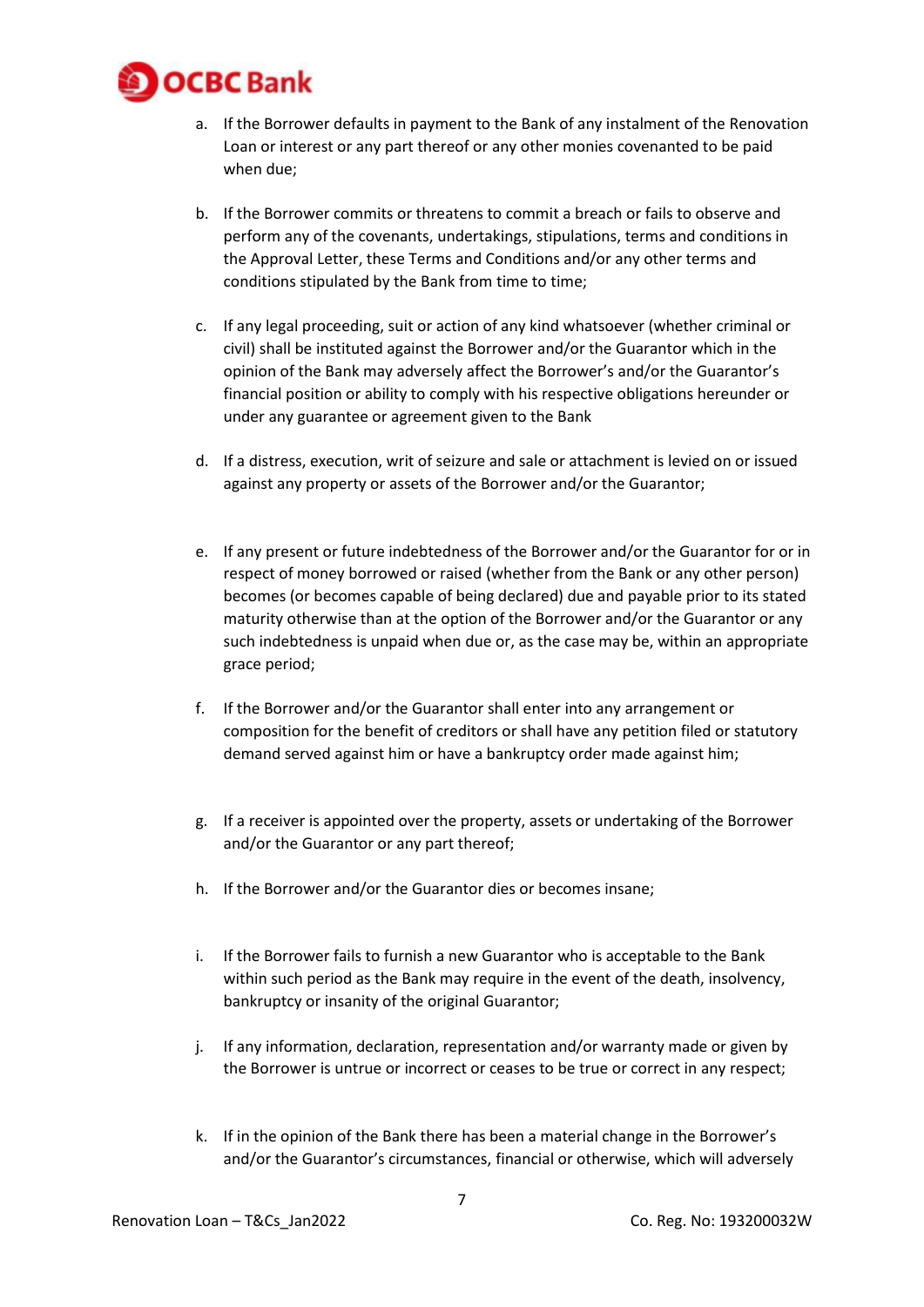a. If the Borrower defaults in payment to the Bank of any instalment of the Renovation Loan or interest or any part thereof or any other monies covenanted to be paid when due;

b. If the Borrower commits or threatens to commit a breach or fails to observe and perform any of the covenants, undertakings, stipulations, terms and conditions in the Approval Letter, these Terms and Conditions and/or any other terms and conditions stipulated by the Bank from time to time;

c. If any legal proceeding, suit or action of any kind whatsoever (whether criminal or civil) shall be instituted against the Borrower and/or the Guarantor which in the opinion of the Bank may adversely affect the Borrower's and/or the Guarantor's financial position or ability to comply with his respective obligations hereunder or under any guarantee or agreement given to the Bank

d. If a distress, execution, writ of seizure and sale or attachment is levied on or issued against any property or assets of the Borrower and/or the Guarantor;

e. If any present or future indebtedness of the Borrower and/or the Guarantor for or in respect of money borrowed or raised (whether from the Bank or any other person) becomes (or becomes capable of being declared) due and payable prior to its stated maturity otherwise than at the option of the Borrower and/or the Guarantor or any such indebtedness is unpaid when due or, as the case may be, within an appropriate grace period;

f. If the Borrower and/or the Guarantor shall enter into any arrangement or composition for the benefit of creditors or shall have any petition filed or statutory demand served against him or have a bankruptcy order made against him;

g. If a receiver is appointed over the property, assets or undertaking of the Borrower and/or the Guarantor or any part thereof;

h. If the Borrower and/or the Guarantor dies or becomes insane;

i. If the Borrower fails to furnish a new Guarantor who is acceptable to the Bank within such period as the Bank may require in the event of the death, insolvency, bankruptcy or insanity of the original Guarantor;

j. If any information, declaration, representation and/or warranty made or given by the Borrower is untrue or incorrect or ceases to be true or correct in any respect;

k. If in the opinion of the Bank there has been a material change in the Borrower's and/or the Guarantor's circumstances, financial or otherwise, which will adversely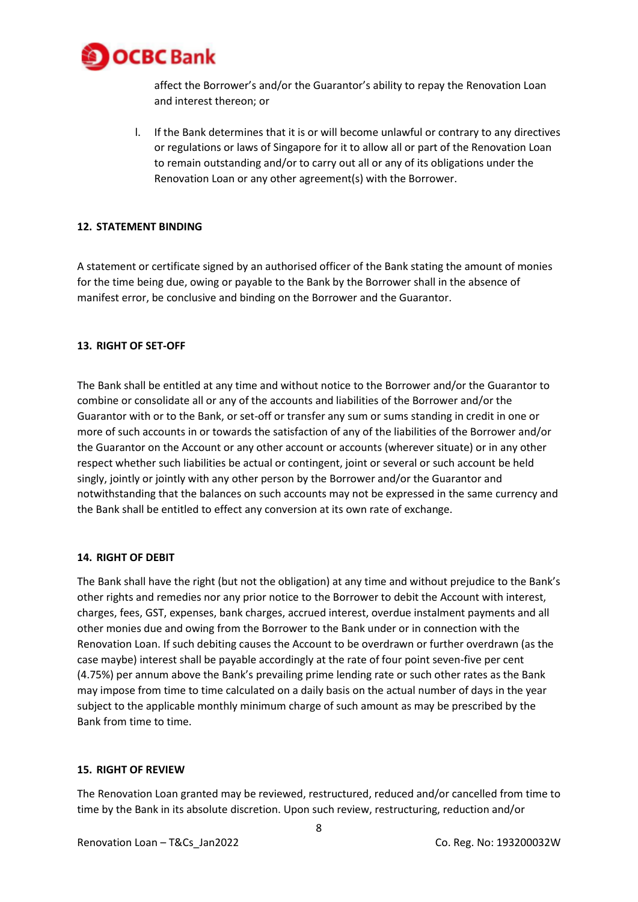affect the Borrower's and/or the Guarantor's ability to repay the Renovation Loan and interest thereon; or

l. If the Bank determines that it is or will become unlawful or contrary to any directives or regulations or laws of Singapore for it to allow all or part of the Renovation Loan to remain outstanding and/or to carry out all or any of its obligations under the Renovation Loan or any other agreement(s) with the Borrower.

## 12. STATEMENT BINDING

A statement or certificate signed by an authorised officer of the Bank stating the amount of monies for the time being due, owing or payable to the Bank by the Borrower shall in the absence of manifest error, be conclusive and binding on the Borrower and the Guarantor.

## 13. RIGHT OF SET-OFF

The Bank shall be entitled at any time and without notice to the Borrower and/or the Guarantor to combine or consolidate all or any of the accounts and liabilities of the Borrower and/or the Guarantor with or to the Bank, or set-off or transfer any sum or sums standing in credit in one or more of such accounts in or towards the satisfaction of any of the liabilities of the Borrower and/or the Guarantor on the Account or any other account or accounts (wherever situate) or in any other respect whether such liabilities be actual or contingent, joint or several or such account be held singly, jointly or jointly with any other person by the Borrower and/or the Guarantor and notwithstanding that the balances on such accounts may not be expressed in the same currency and the Bank shall be entitled to effect any conversion at its own rate of exchange.

## 14. RIGHT OF DEBIT

The Bank shall have the right (but not the obligation) at any time and without prejudice to the Bank's other rights and remedies nor any prior notice to the Borrower to debit the Account with interest, charges, fees, GST, expenses, bank charges, accrued interest, overdue instalment payments and all other monies due and owing from the Borrower to the Bank under or in connection with the Renovation Loan. If such debiting causes the Account to be overdrawn or further overdrawn (as the case maybe) interest shall be payable accordingly at the rate of four point seven-five per cent (4.75%) per annum above the Bank's prevailing prime lending rate or such other rates as the Bank may impose from time to time calculated on a daily basis on the actual number of days in the year subject to the applicable monthly minimum charge of such amount as may be prescribed by the Bank from time to time.

## 15. RIGHT OF REVIEW

The Renovation Loan granted may be reviewed, restructured, reduced and/or cancelled from time to time by the Bank in its absolute discretion. Upon such review, restructuring, reduction and/or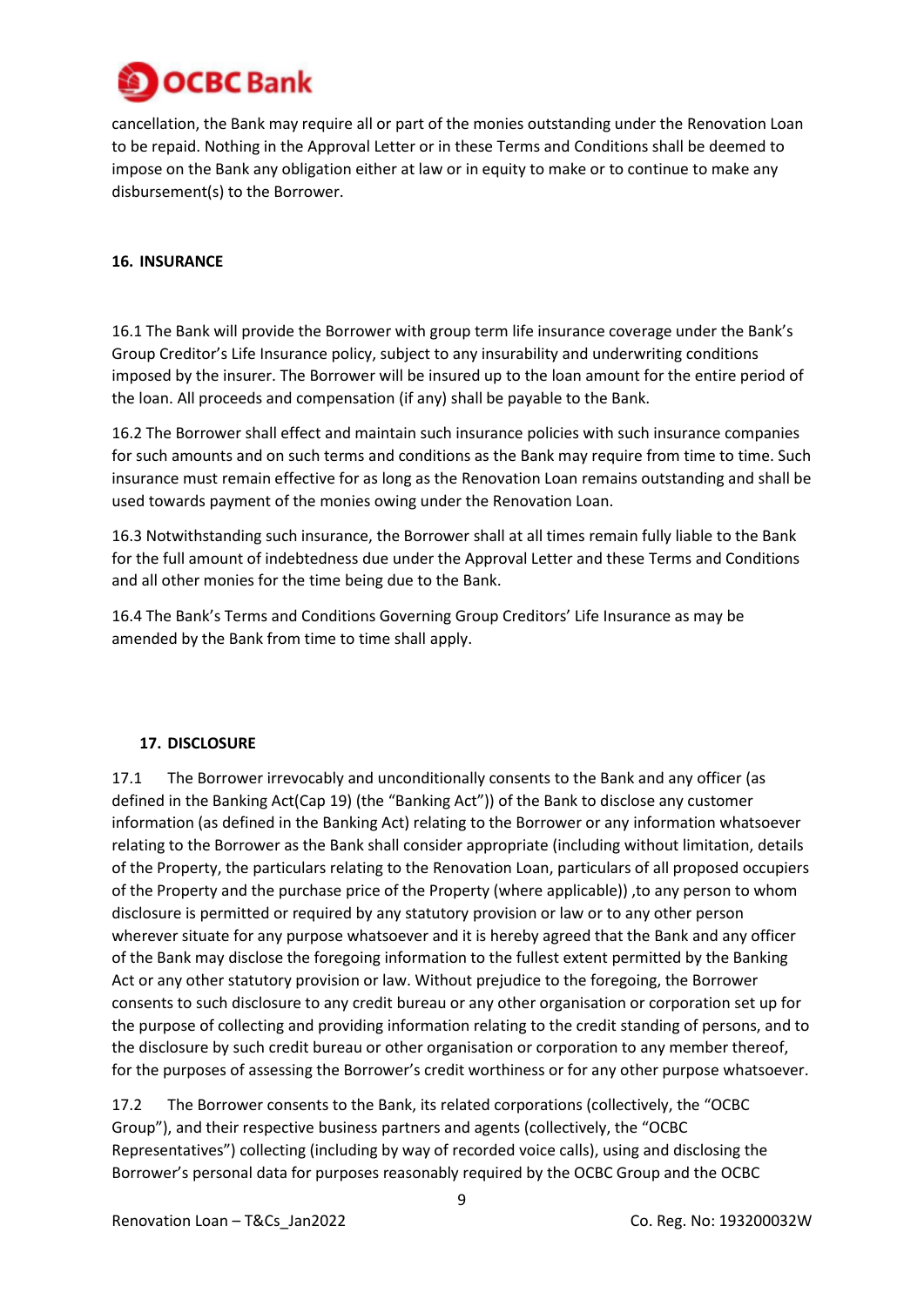cancellation, the Bank may require all or part of the monies outstanding under the Renovation Loan to be repaid. Nothing in the Approval Letter or in these Terms and Conditions shall be deemed to impose on the Bank any obligation either at law or in equity to make or to continue to make any disbursement(s) to the Borrower.

**16. INSURANCE**

16.1 The Bank will provide the Borrower with group term life insurance coverage under the Bank's Group Creditor's Life Insurance policy, subject to any insurability and underwriting conditions imposed by the insurer. The Borrower will be insured up to the loan amount for the entire period of the loan. All proceeds and compensation (if any) shall be payable to the Bank.

16.2 The Borrower shall effect and maintain such insurance policies with such insurance companies for such amounts and on such terms and conditions as the Bank may require from time to time. Such insurance must remain effective for as long as the Renovation Loan remains outstanding and shall be used towards payment of the monies owing under the Renovation Loan.

16.3 Notwithstanding such insurance, the Borrower shall at all times remain fully liable to the Bank for the full amount of indebtedness due under the Approval Letter and these Terms and Conditions and all other monies for the time being due to the Bank.

16.4 The Bank's Terms and Conditions Governing Group Creditors' Life Insurance as may be amended by the Bank from time to time shall apply.

**17. DISCLOSURE**

17.1 The Borrower irrevocably and unconditionally consents to the Bank and any officer (as defined in the Banking Act(Cap 19) (the "Banking Act")) of the Bank to disclose any customer information (as defined in the Banking Act) relating to the Borrower or any information whatsoever relating to the Borrower as the Bank shall consider appropriate (including without limitation, details of the Property, the particulars relating to the Renovation Loan, particulars of all proposed occupiers of the Property and the purchase price of the Property (where applicable)) ,to any person to whom disclosure is permitted or required by any statutory provision or law or to any other person wherever situate for any purpose whatsoever and it is hereby agreed that the Bank and any officer of the Bank may disclose the foregoing information to the fullest extent permitted by the Banking Act or any other statutory provision or law. Without prejudice to the foregoing, the Borrower consents to such disclosure to any credit bureau or any other organisation or corporation set up for the purpose of collecting and providing information relating to the credit standing of persons, and to the disclosure by such credit bureau or other organisation or corporation to any member thereof, for the purposes of assessing the Borrower's credit worthiness or for any other purpose whatsoever.

17.2 The Borrower consents to the Bank, its related corporations (collectively, the "OCBC Group"), and their respective business partners and agents (collectively, the "OCBC Representatives") collecting (including by way of recorded voice calls), using and disclosing the Borrower's personal data for purposes reasonably required by the OCBC Group and the OCBC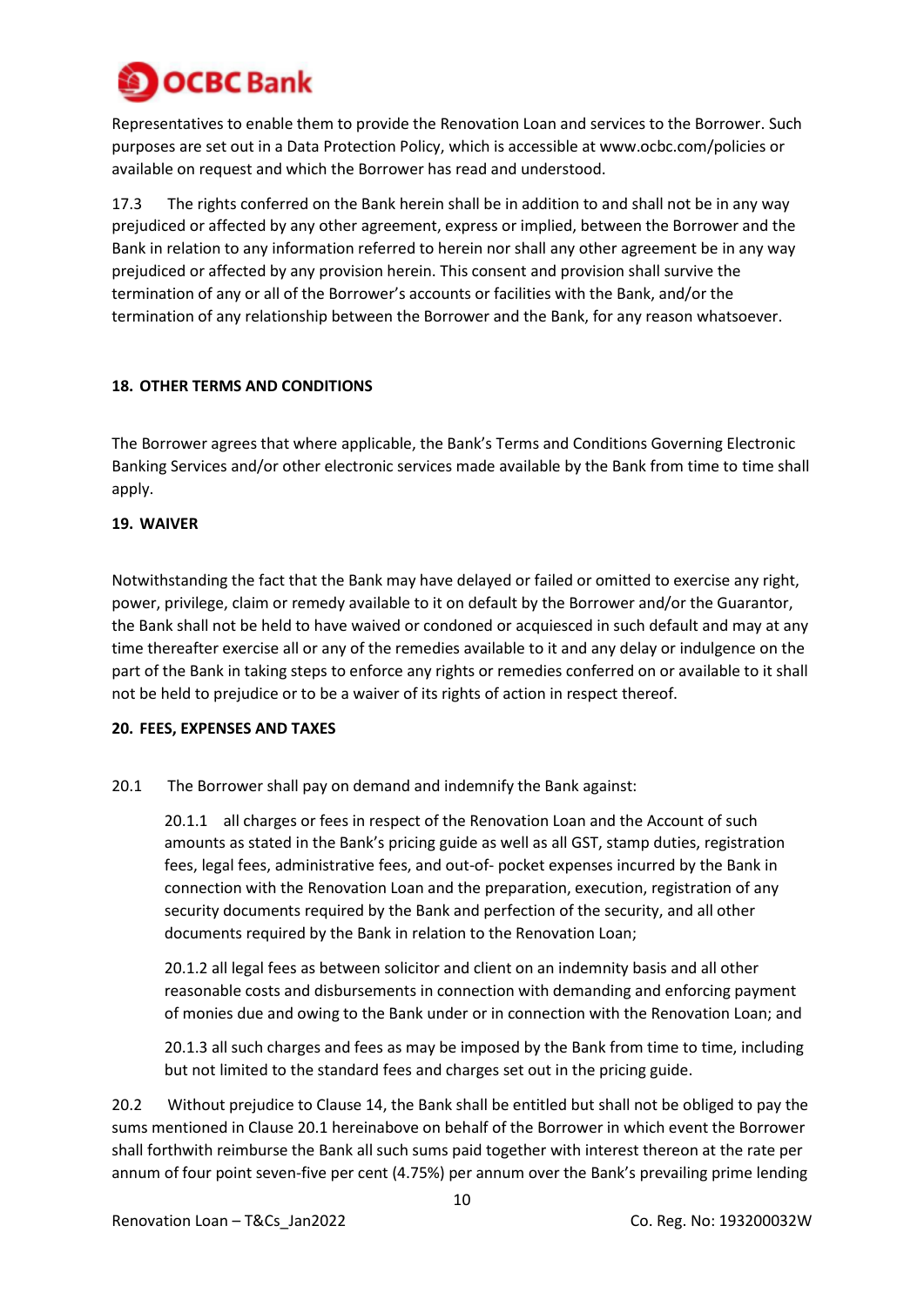Representatives to enable them to provide the Renovation Loan and services to the Borrower. Such purposes are set out in a Data Protection Policy, which is accessible at www.ocbc.com/policies or available on request and which the Borrower has read and understood.

17.3 The rights conferred on the Bank herein shall be in addition to and shall not be in any way prejudiced or affected by any other agreement, express or implied, between the Borrower and the Bank in relation to any information referred to herein nor shall any other agreement be in any way prejudiced or affected by any provision herein. This consent and provision shall survive the termination of any or all of the Borrower's accounts or facilities with the Bank, and/or the termination of any relationship between the Borrower and the Bank, for any reason whatsoever.

## 18. OTHER TERMS AND CONDITIONS

The Borrower agrees that where applicable, the Bank's Terms and Conditions Governing Electronic Banking Services and/or other electronic services made available by the Bank from time to time shall apply.

## 19. WAIVER

Notwithstanding the fact that the Bank may have delayed or failed or omitted to exercise any right, power, privilege, claim or remedy available to it on default by the Borrower and/or the Guarantor, the Bank shall not be held to have waived or condoned or acquiesced in such default and may at any time thereafter exercise all or any of the remedies available to it and any delay or indulgence on the part of the Bank in taking steps to enforce any rights or remedies conferred on or available to it shall not be held to prejudice or to be a waiver of its rights of action in respect thereof.

## 20. FEES, EXPENSES AND TAXES

20.1 The Borrower shall pay on demand and indemnify the Bank against:

20.1.1 all charges or fees in respect of the Renovation Loan and the Account of such amounts as stated in the Bank's pricing guide as well as all GST, stamp duties, registration fees, legal fees, administrative fees, and out-of- pocket expenses incurred by the Bank in connection with the Renovation Loan and the preparation, execution, registration of any security documents required by the Bank and perfection of the security, and all other documents required by the Bank in relation to the Renovation Loan;

20.1.2 all legal fees as between solicitor and client on an indemnity basis and all other reasonable costs and disbursements in connection with demanding and enforcing payment of monies due and owing to the Bank under or in connection with the Renovation Loan; and

20.1.3 all such charges and fees as may be imposed by the Bank from time to time, including but not limited to the standard fees and charges set out in the pricing guide.

20.2 Without prejudice to Clause 14, the Bank shall be entitled but shall not be obliged to pay the sums mentioned in Clause 20.1 hereinabove on behalf of the Borrower in which event the Borrower shall forthwith reimburse the Bank all such sums paid together with interest thereon at the rate per annum of four point seven-five per cent (4.75%) per annum over the Bank's prevailing prime lending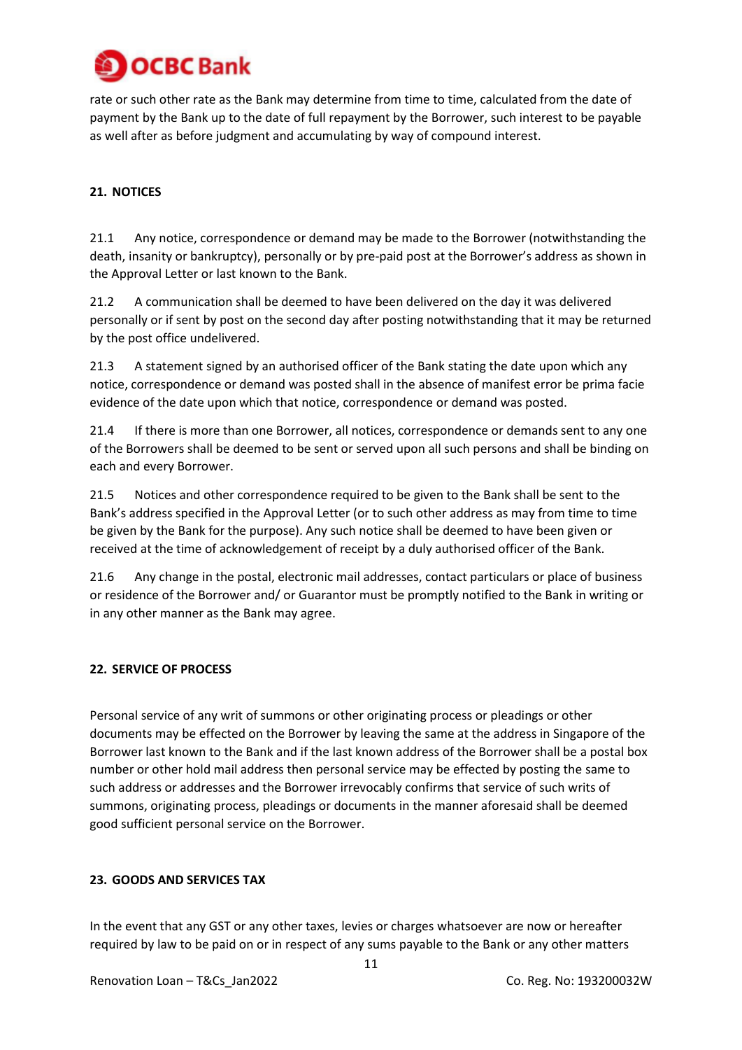rate or such other rate as the Bank may determine from time to time, calculated from the date of payment by the Bank up to the date of full repayment by the Borrower, such interest to be payable as well after as before judgment and accumulating by way of compound interest.

**21. NOTICES**

21.1 Any notice, correspondence or demand may be made to the Borrower (notwithstanding the death, insanity or bankruptcy), personally or by pre-paid post at the Borrower's address as shown in the Approval Letter or last known to the Bank.

21.2 A communication shall be deemed to have been delivered on the day it was delivered personally or if sent by post on the second day after posting notwithstanding that it may be returned by the post office undelivered.

21.3 A statement signed by an authorised officer of the Bank stating the date upon which any notice, correspondence or demand was posted shall in the absence of manifest error be prima facie evidence of the date upon which that notice, correspondence or demand was posted.

21.4 If there is more than one Borrower, all notices, correspondence or demands sent to any one of the Borrowers shall be deemed to be sent or served upon all such persons and shall be binding on each and every Borrower.

21.5 Notices and other correspondence required to be given to the Bank shall be sent to the Bank's address specified in the Approval Letter (or to such other address as may from time to time be given by the Bank for the purpose). Any such notice shall be deemed to have been given or received at the time of acknowledgement of receipt by a duly authorised officer of the Bank.

21.6 Any change in the postal, electronic mail addresses, contact particulars or place of business or residence of the Borrower and/ or Guarantor must be promptly notified to the Bank in writing or in any other manner as the Bank may agree.

**22. SERVICE OF PROCESS**

Personal service of any writ of summons or other originating process or pleadings or other documents may be effected on the Borrower by leaving the same at the address in Singapore of the Borrower last known to the Bank and if the last known address of the Borrower shall be a postal box number or other hold mail address then personal service may be effected by posting the same to such address or addresses and the Borrower irrevocably confirms that service of such writs of summons, originating process, pleadings or documents in the manner aforesaid shall be deemed good sufficient personal service on the Borrower.

**23. GOODS AND SERVICES TAX**

In the event that any GST or any other taxes, levies or charges whatsoever are now or hereafter required by law to be paid on or in respect of any sums payable to the Bank or any other matters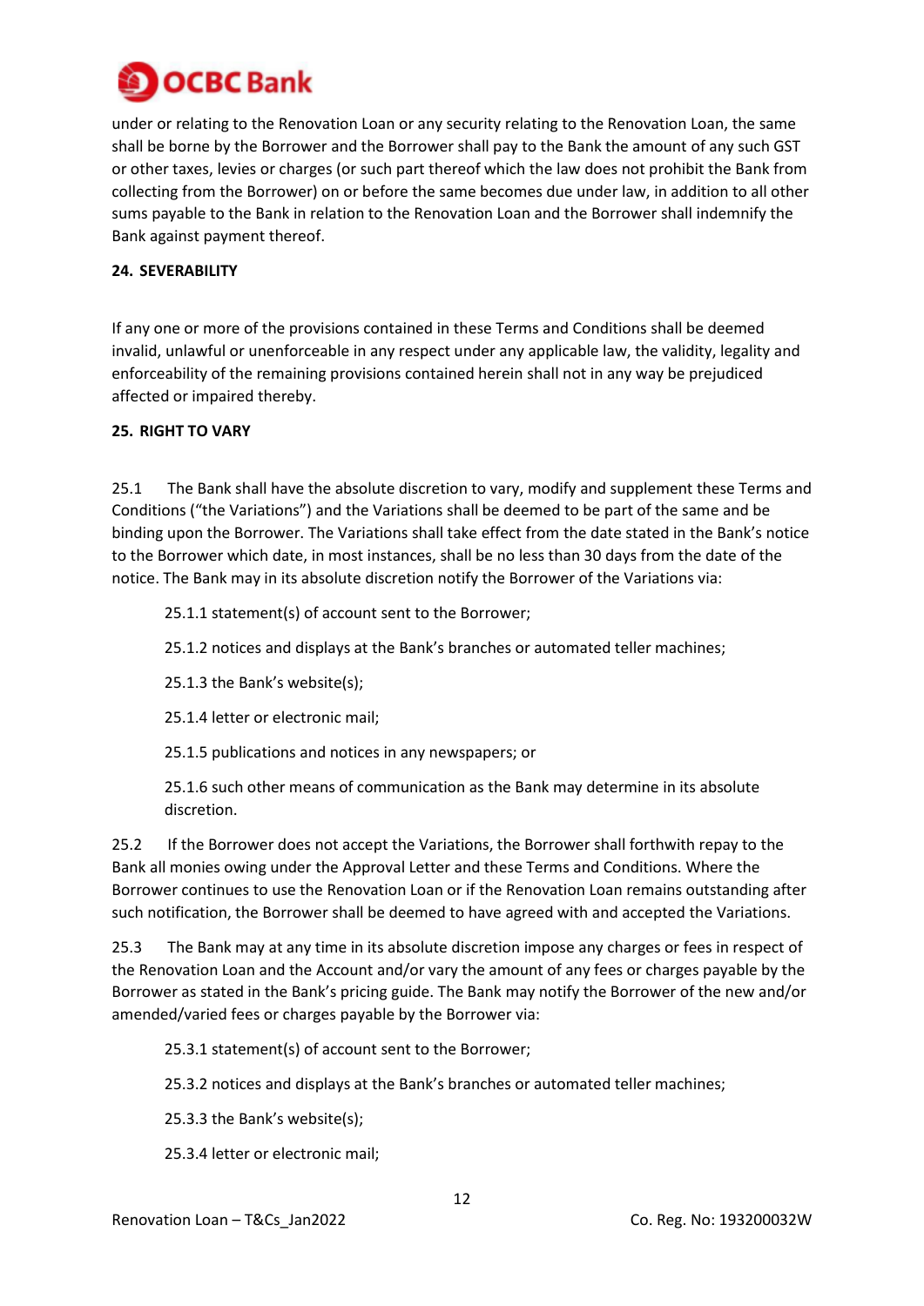under or relating to the Renovation Loan or any security relating to the Renovation Loan, the same shall be borne by the Borrower and the Borrower shall pay to the Bank the amount of any such GST or other taxes, levies or charges (or such part thereof which the law does not prohibit the Bank from collecting from the Borrower) on or before the same becomes due under law, in addition to all other sums payable to the Bank in relation to the Renovation Loan and the Borrower shall indemnify the Bank against payment thereof.

## 24. SEVERABILITY

If any one or more of the provisions contained in these Terms and Conditions shall be deemed invalid, unlawful or unenforceable in any respect under any applicable law, the validity, legality and enforceability of the remaining provisions contained herein shall not in any way be prejudiced affected or impaired thereby.

## 25. RIGHT TO VARY

25.1 The Bank shall have the absolute discretion to vary, modify and supplement these Terms and Conditions ("the Variations") and the Variations shall be deemed to be part of the same and be binding upon the Borrower. The Variations shall take effect from the date stated in the Bank's notice to the Borrower which date, in most instances, shall be no less than 30 days from the date of the notice. The Bank may in its absolute discretion notify the Borrower of the Variations via:

25.1.1 statement(s) of account sent to the Borrower;

25.1.2 notices and displays at the Bank's branches or automated teller machines;

25.1.3 the Bank's website(s);

25.1.4 letter or electronic mail;

25.1.5 publications and notices in any newspapers; or

25.1.6 such other means of communication as the Bank may determine in its absolute discretion.

25.2 If the Borrower does not accept the Variations, the Borrower shall forthwith repay to the Bank all monies owing under the Approval Letter and these Terms and Conditions. Where the Borrower continues to use the Renovation Loan or if the Renovation Loan remains outstanding after such notification, the Borrower shall be deemed to have agreed with and accepted the Variations.

25.3 The Bank may at any time in its absolute discretion impose any charges or fees in respect of the Renovation Loan and the Account and/or vary the amount of any fees or charges payable by the Borrower as stated in the Bank's pricing guide. The Bank may notify the Borrower of the new and/or amended/varied fees or charges payable by the Borrower via:

25.3.1 statement(s) of account sent to the Borrower;

25.3.2 notices and displays at the Bank's branches or automated teller machines;

25.3.3 the Bank's website(s);

25.3.4 letter or electronic mail;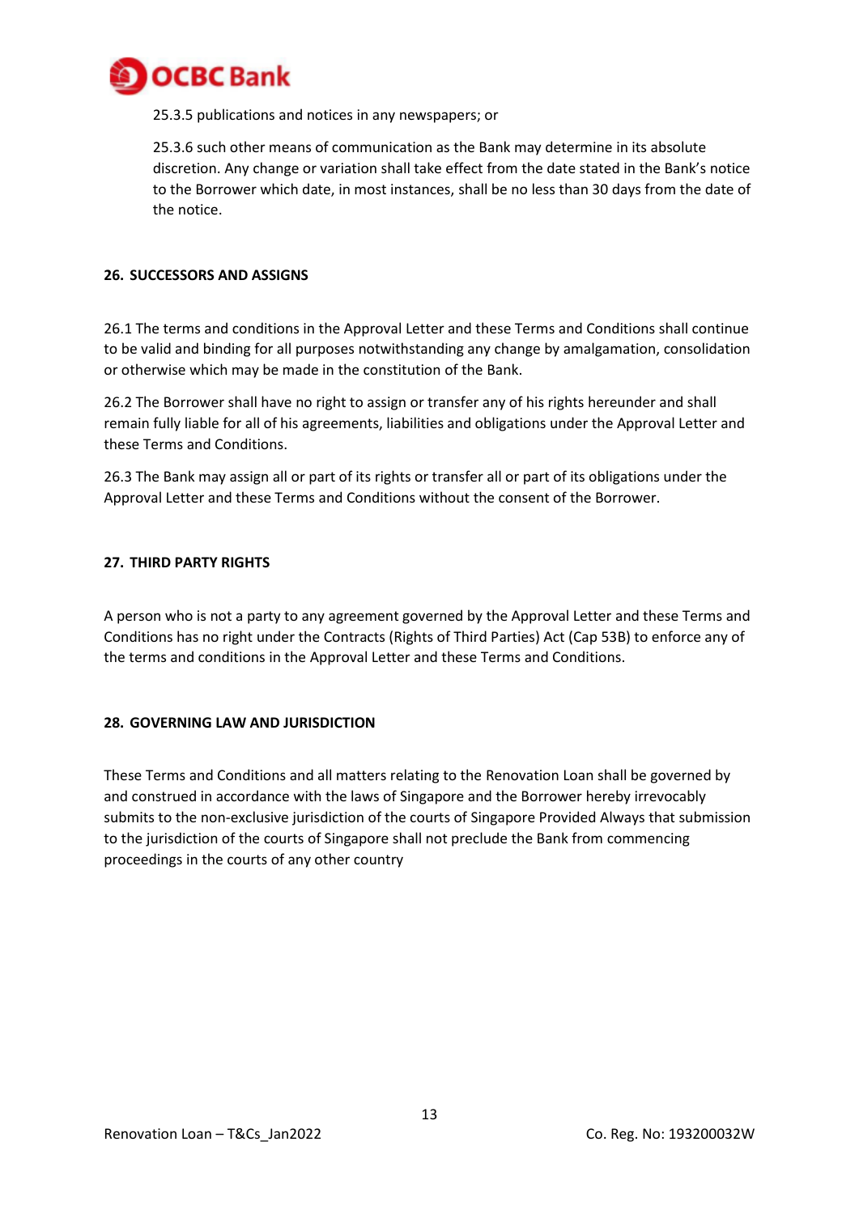25.3.5 publications and notices in any newspapers; or

25.3.6 such other means of communication as the Bank may determine in its absolute discretion. Any change or variation shall take effect from the date stated in the Bank's notice to the Borrower which date, in most instances, shall be no less than 30 days from the date of the notice.

## 26. SUCCESSORS AND ASSIGNS

26.1 The terms and conditions in the Approval Letter and these Terms and Conditions shall continue to be valid and binding for all purposes notwithstanding any change by amalgamation, consolidation or otherwise which may be made in the constitution of the Bank.

26.2 The Borrower shall have no right to assign or transfer any of his rights hereunder and shall remain fully liable for all of his agreements, liabilities and obligations under the Approval Letter and these Terms and Conditions.

26.3 The Bank may assign all or part of its rights or transfer all or part of its obligations under the Approval Letter and these Terms and Conditions without the consent of the Borrower.

## 27. THIRD PARTY RIGHTS

A person who is not a party to any agreement governed by the Approval Letter and these Terms and Conditions has no right under the Contracts (Rights of Third Parties) Act (Cap 53B) to enforce any of the terms and conditions in the Approval Letter and these Terms and Conditions.

## 28. GOVERNING LAW AND JURISDICTION

These Terms and Conditions and all matters relating to the Renovation Loan shall be governed by and construed in accordance with the laws of Singapore and the Borrower hereby irrevocably submits to the non-exclusive jurisdiction of the courts of Singapore Provided Always that submission to the jurisdiction of the courts of Singapore shall not preclude the Bank from commencing proceedings in the courts of any other country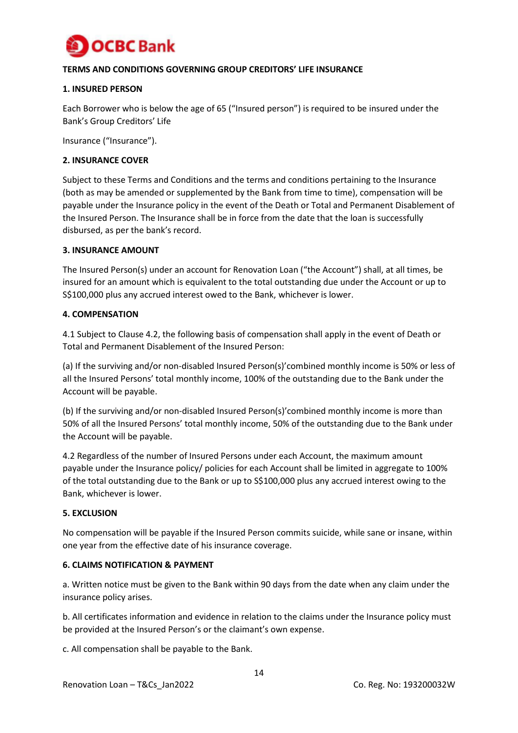**TERMS AND CONDITIONS GOVERNING GROUP CREDITORS' LIFE INSURANCE**

**1. INSURED PERSON**

Each Borrower who is below the age of 65 ("Insured person") is required to be insured under the Bank's Group Creditors' Life

Insurance ("Insurance").

**2. INSURANCE COVER**

Subject to these Terms and Conditions and the terms and conditions pertaining to the Insurance (both as may be amended or supplemented by the Bank from time to time), compensation will be payable under the Insurance policy in the event of the Death or Total and Permanent Disablement of the Insured Person. The Insurance shall be in force from the date that the loan is successfully disbursed, as per the bank's record.

**3. INSURANCE AMOUNT**

The Insured Person(s) under an account for Renovation Loan ("the Account") shall, at all times, be insured for an amount which is equivalent to the total outstanding due under the Account or up to S$100,000 plus any accrued interest owed to the Bank, whichever is lower.

**4. COMPENSATION**

4.1 Subject to Clause 4.2, the following basis of compensation shall apply in the event of Death or Total and Permanent Disablement of the Insured Person:

(a) If the surviving and/or non-disabled Insured Person(s)'combined monthly income is 50% or less of all the Insured Persons' total monthly income, 100% of the outstanding due to the Bank under the Account will be payable.

(b) If the surviving and/or non-disabled Insured Person(s)'combined monthly income is more than 50% of all the Insured Persons' total monthly income, 50% of the outstanding due to the Bank under the Account will be payable.

4.2 Regardless of the number of Insured Persons under each Account, the maximum amount payable under the Insurance policy/ policies for each Account shall be limited in aggregate to 100% of the total outstanding due to the Bank or up to S$100,000 plus any accrued interest owing to the Bank, whichever is lower.

**5. EXCLUSION**

No compensation will be payable if the Insured Person commits suicide, while sane or insane, within one year from the effective date of his insurance coverage.

**6. CLAIMS NOTIFICATION & PAYMENT**

a. Written notice must be given to the Bank within 90 days from the date when any claim under the insurance policy arises.

b. All certificates information and evidence in relation to the claims under the Insurance policy must be provided at the Insured Person's or the claimant's own expense.

c. All compensation shall be payable to the Bank.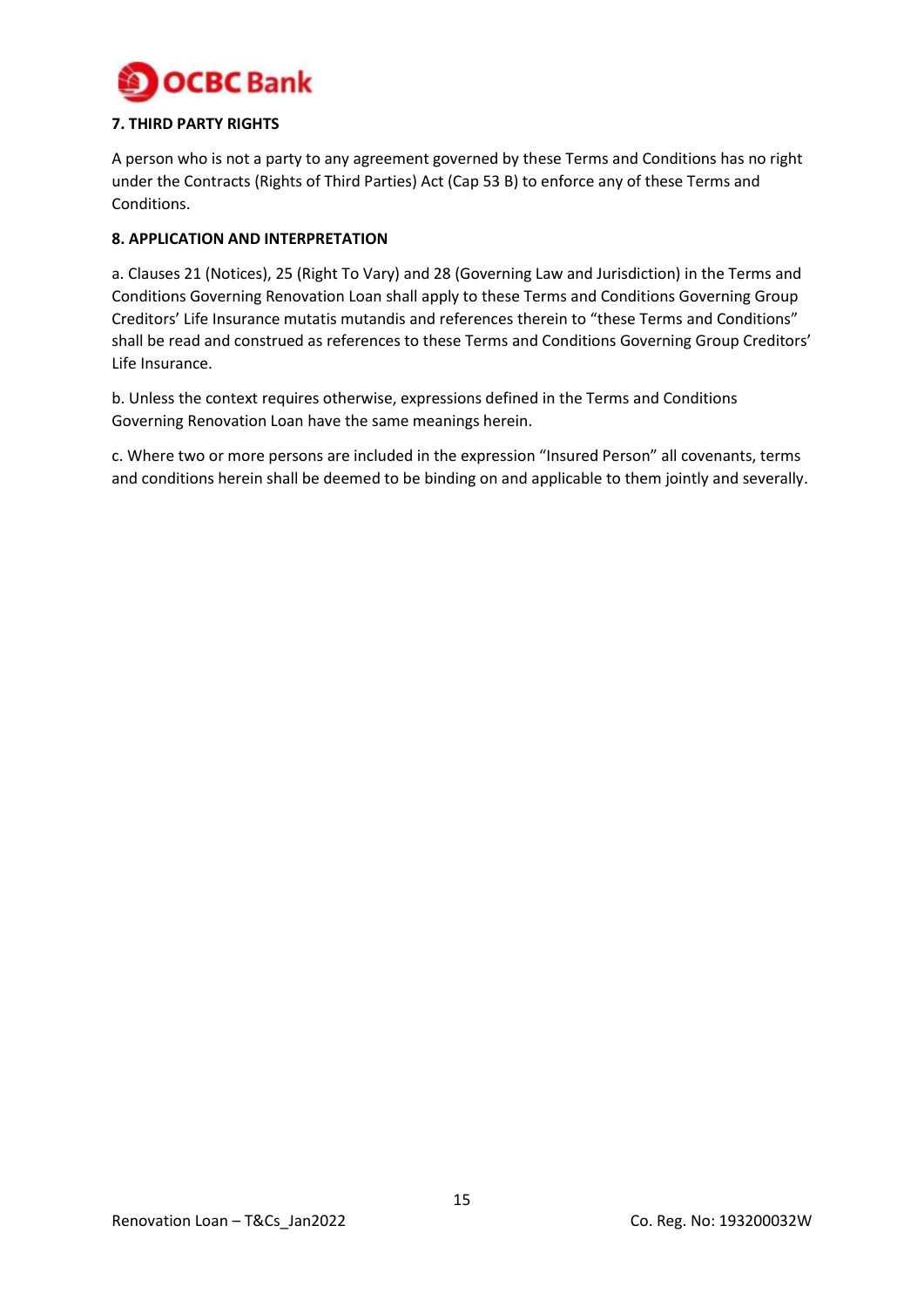**7. THIRD PARTY RIGHTS**

A person who is not a party to any agreement governed by these Terms and Conditions has no right under the Contracts (Rights of Third Parties) Act (Cap 53 B) to enforce any of these Terms and Conditions.

**8. APPLICATION AND INTERPRETATION**

a. Clauses 21 (Notices), 25 (Right To Vary) and 28 (Governing Law and Jurisdiction) in the Terms and Conditions Governing Renovation Loan shall apply to these Terms and Conditions Governing Group Creditors' Life Insurance mutatis mutandis and references therein to "these Terms and Conditions" shall be read and construed as references to these Terms and Conditions Governing Group Creditors' Life Insurance.

b. Unless the context requires otherwise, expressions defined in the Terms and Conditions Governing Renovation Loan have the same meanings herein.

c. Where two or more persons are included in the expression "Insured Person" all covenants, terms and conditions herein shall be deemed to be binding on and applicable to them jointly and severally.